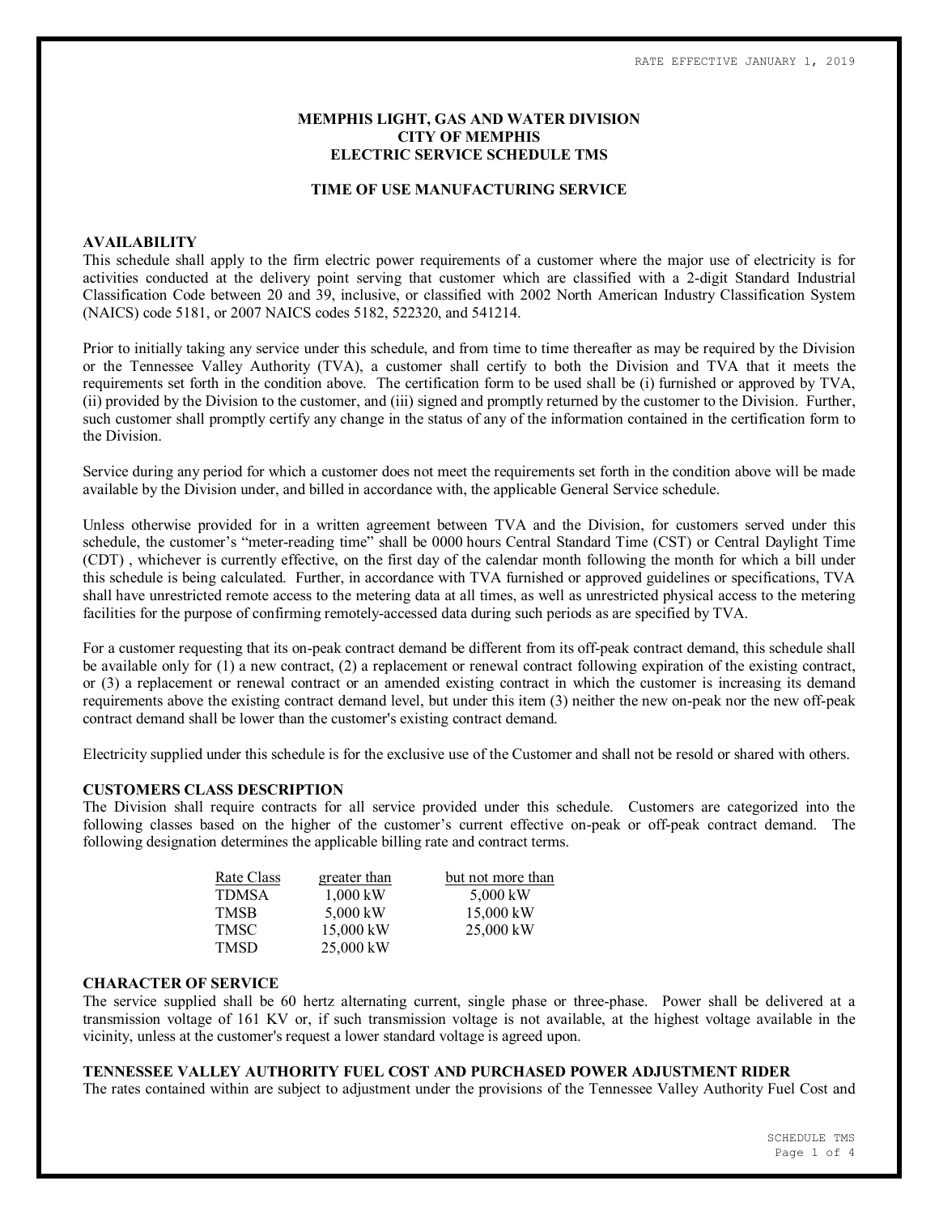RATE EFFECTIVE JANUARY 1, 2019

# MEMPHIS LIGHT, GAS AND WATER DIVISION
# CITY OF MEMPHIS
# ELECTRIC SERVICE SCHEDULE TMS

## TIME OF USE MANUFACTURING SERVICE

### AVAILABILITY

This schedule shall apply to the firm electric power requirements of a customer where the major use of electricity is for activities conducted at the delivery point serving that customer which are classified with a 2-digit Standard Industrial Classification Code between 20 and 39, inclusive, or classified with 2002 North American Industry Classification System (NAICS) code 5181, or 2007 NAICS codes 5182, 522320, and 541214.

Prior to initially taking any service under this schedule, and from time to time thereafter as may be required by the Division or the Tennessee Valley Authority (TVA), a customer shall certify to both the Division and TVA that it meets the requirements set forth in the condition above. The certification form to be used shall be (i) furnished or approved by TVA, (ii) provided by the Division to the customer, and (iii) signed and promptly returned by the customer to the Division. Further, such customer shall promptly certify any change in the status of any of the information contained in the certification form to the Division.

Service during any period for which a customer does not meet the requirements set forth in the condition above will be made available by the Division under, and billed in accordance with, the applicable General Service schedule.

Unless otherwise provided for in a written agreement between TVA and the Division, for customers served under this schedule, the customer's "meter-reading time" shall be 0000 hours Central Standard Time (CST) or Central Daylight Time (CDT) , whichever is currently effective, on the first day of the calendar month following the month for which a bill under this schedule is being calculated. Further, in accordance with TVA furnished or approved guidelines or specifications, TVA shall have unrestricted remote access to the metering data at all times, as well as unrestricted physical access to the metering facilities for the purpose of confirming remotely-accessed data during such periods as are specified by TVA.

For a customer requesting that its on-peak contract demand be different from its off-peak contract demand, this schedule shall be available only for (1) a new contract, (2) a replacement or renewal contract following expiration of the existing contract, or (3) a replacement or renewal contract or an amended existing contract in which the customer is increasing its demand requirements above the existing contract demand level, but under this item (3) neither the new on-peak nor the new off-peak contract demand shall be lower than the customer's existing contract demand.

Electricity supplied under this schedule is for the exclusive use of the Customer and shall not be resold or shared with others.

### CUSTOMERS CLASS DESCRIPTION

The Division shall require contracts for all service provided under this schedule. Customers are categorized into the following classes based on the higher of the customer's current effective on-peak or off-peak contract demand. The following designation determines the applicable billing rate and contract terms.

| Rate Class | greater than | but not more than |
|---|---|---|
| TDMSA | 1,000 kW | 5,000 kW |
| TMSB | 5,000 kW | 15,000 kW |
| TMSC | 15,000 kW | 25,000 kW |
| TMSD | 25,000 kW | |

### CHARACTER OF SERVICE

The service supplied shall be 60 hertz alternating current, single phase or three-phase. Power shall be delivered at a transmission voltage of 161 KV or, if such transmission voltage is not available, at the highest voltage available in the vicinity, unless at the customer's request a lower standard voltage is agreed upon.

### TENNESSEE VALLEY AUTHORITY FUEL COST AND PURCHASED POWER ADJUSTMENT RIDER

The rates contained within are subject to adjustment under the provisions of the Tennessee Valley Authority Fuel Cost and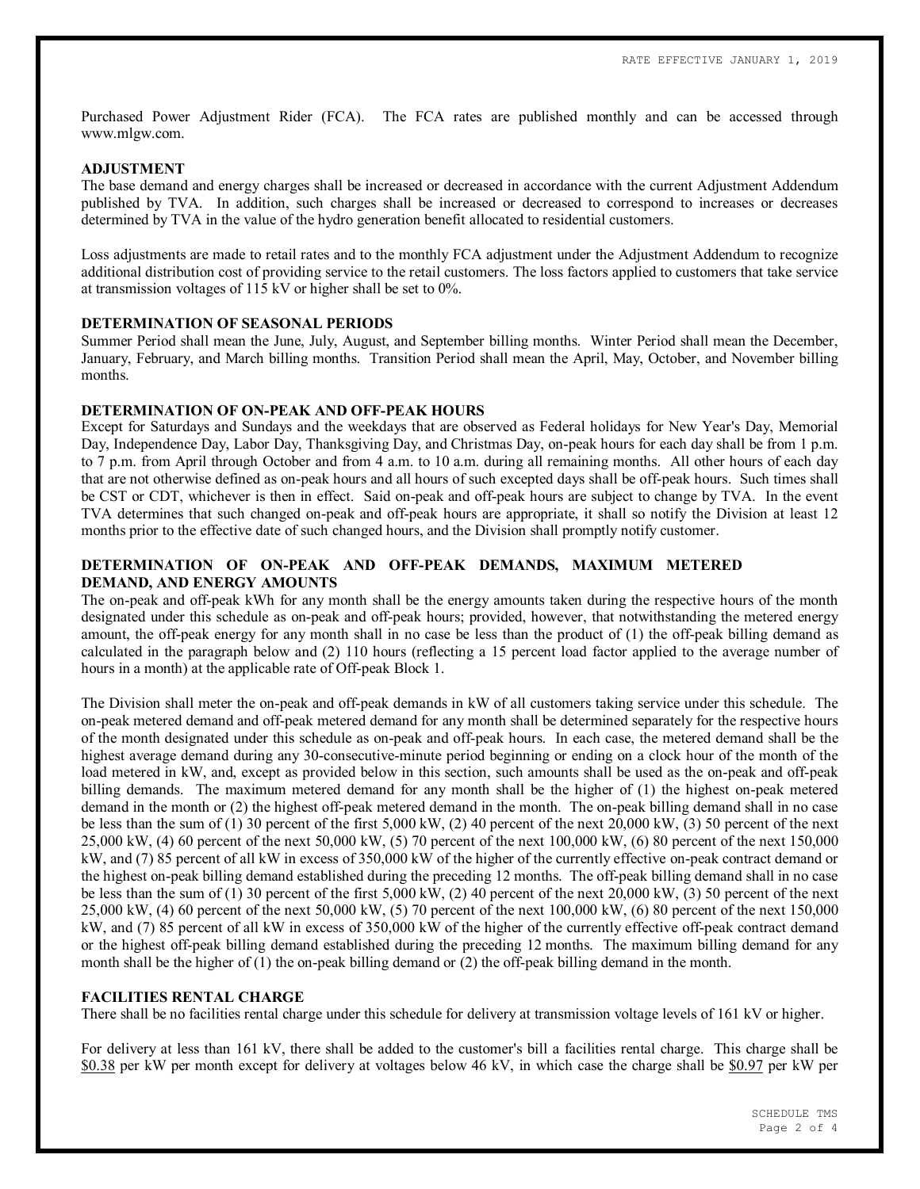Purchased Power Adjustment Rider (FCA). The FCA rates are published monthly and can be accessed through www.mlgw.com.

**ADJUSTMENT**

The base demand and energy charges shall be increased or decreased in accordance with the current Adjustment Addendum published by TVA. In addition, such charges shall be increased or decreased to correspond to increases or decreases determined by TVA in the value of the hydro generation benefit allocated to residential customers.

Loss adjustments are made to retail rates and to the monthly FCA adjustment under the Adjustment Addendum to recognize additional distribution cost of providing service to the retail customers. The loss factors applied to customers that take service at transmission voltages of 115 kV or higher shall be set to 0%.

**DETERMINATION OF SEASONAL PERIODS**

Summer Period shall mean the June, July, August, and September billing months. Winter Period shall mean the December, January, February, and March billing months. Transition Period shall mean the April, May, October, and November billing months.

**DETERMINATION OF ON-PEAK AND OFF-PEAK HOURS**

Except for Saturdays and Sundays and the weekdays that are observed as Federal holidays for New Year's Day, Memorial Day, Independence Day, Labor Day, Thanksgiving Day, and Christmas Day, on-peak hours for each day shall be from 1 p.m. to 7 p.m. from April through October and from 4 a.m. to 10 a.m. during all remaining months. All other hours of each day that are not otherwise defined as on-peak hours and all hours of such excepted days shall be off-peak hours. Such times shall be CST or CDT, whichever is then in effect. Said on-peak and off-peak hours are subject to change by TVA. In the event TVA determines that such changed on-peak and off-peak hours are appropriate, it shall so notify the Division at least 12 months prior to the effective date of such changed hours, and the Division shall promptly notify customer.

**DETERMINATION OF ON-PEAK AND OFF-PEAK DEMANDS, MAXIMUM METERED DEMAND, AND ENERGY AMOUNTS**

The on-peak and off-peak kWh for any month shall be the energy amounts taken during the respective hours of the month designated under this schedule as on-peak and off-peak hours; provided, however, that notwithstanding the metered energy amount, the off-peak energy for any month shall in no case be less than the product of (1) the off-peak billing demand as calculated in the paragraph below and (2) 110 hours (reflecting a 15 percent load factor applied to the average number of hours in a month) at the applicable rate of Off-peak Block 1.

The Division shall meter the on-peak and off-peak demands in kW of all customers taking service under this schedule. The on-peak metered demand and off-peak metered demand for any month shall be determined separately for the respective hours of the month designated under this schedule as on-peak and off-peak hours. In each case, the metered demand shall be the highest average demand during any 30-consecutive-minute period beginning or ending on a clock hour of the month of the load metered in kW, and, except as provided below in this section, such amounts shall be used as the on-peak and off-peak billing demands. The maximum metered demand for any month shall be the higher of (1) the highest on-peak metered demand in the month or (2) the highest off-peak metered demand in the month. The on-peak billing demand shall in no case be less than the sum of (1) 30 percent of the first 5,000 kW, (2) 40 percent of the next 20,000 kW, (3) 50 percent of the next 25,000 kW, (4) 60 percent of the next 50,000 kW, (5) 70 percent of the next 100,000 kW, (6) 80 percent of the next 150,000 kW, and (7) 85 percent of all kW in excess of 350,000 kW of the higher of the currently effective on-peak contract demand or the highest on-peak billing demand established during the preceding 12 months. The off-peak billing demand shall in no case be less than the sum of (1) 30 percent of the first 5,000 kW, (2) 40 percent of the next 20,000 kW, (3) 50 percent of the next 25,000 kW, (4) 60 percent of the next 50,000 kW, (5) 70 percent of the next 100,000 kW, (6) 80 percent of the next 150,000 kW, and (7) 85 percent of all kW in excess of 350,000 kW of the higher of the currently effective off-peak contract demand or the highest off-peak billing demand established during the preceding 12 months. The maximum billing demand for any month shall be the higher of (1) the on-peak billing demand or (2) the off-peak billing demand in the month.

**FACILITIES RENTAL CHARGE**

There shall be no facilities rental charge under this schedule for delivery at transmission voltage levels of 161 kV or higher.

For delivery at less than 161 kV, there shall be added to the customer's bill a facilities rental charge. This charge shall be $0.38 per kW per month except for delivery at voltages below 46 kV, in which case the charge shall be $0.97 per kW per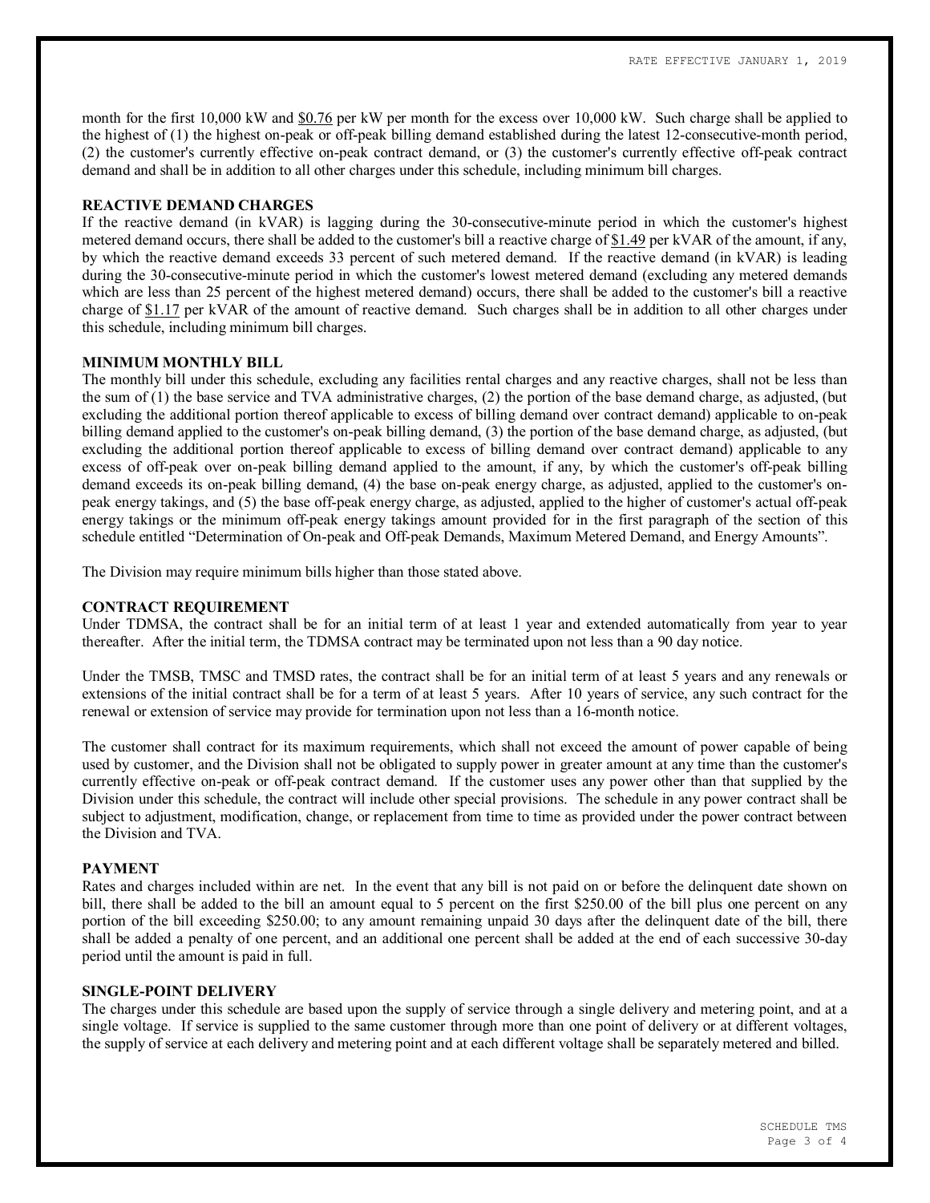month for the first 10,000 kW and <u>$0.76</u> per kW per month for the excess over 10,000 kW. Such charge shall be applied to the highest of (1) the highest on-peak or off-peak billing demand established during the latest 12-consecutive-month period, (2) the customer's currently effective on-peak contract demand, or (3) the customer's currently effective off-peak contract demand and shall be in addition to all other charges under this schedule, including minimum bill charges.

**REACTIVE DEMAND CHARGES**

If the reactive demand (in kVAR) is lagging during the 30-consecutive-minute period in which the customer's highest metered demand occurs, there shall be added to the customer's bill a reactive charge of <u>$1.49</u> per kVAR of the amount, if any, by which the reactive demand exceeds 33 percent of such metered demand. If the reactive demand (in kVAR) is leading during the 30-consecutive-minute period in which the customer's lowest metered demand (excluding any metered demands which are less than 25 percent of the highest metered demand) occurs, there shall be added to the customer's bill a reactive charge of <u>$1.17</u> per kVAR of the amount of reactive demand. Such charges shall be in addition to all other charges under this schedule, including minimum bill charges.

**MINIMUM MONTHLY BILL**

The monthly bill under this schedule, excluding any facilities rental charges and any reactive charges, shall not be less than the sum of (1) the base service and TVA administrative charges, (2) the portion of the base demand charge, as adjusted, (but excluding the additional portion thereof applicable to excess of billing demand over contract demand) applicable to on-peak billing demand applied to the customer's on-peak billing demand, (3) the portion of the base demand charge, as adjusted, (but excluding the additional portion thereof applicable to excess of billing demand over contract demand) applicable to any excess of off-peak over on-peak billing demand applied to the amount, if any, by which the customer's off-peak billing demand exceeds its on-peak billing demand, (4) the base on-peak energy charge, as adjusted, applied to the customer's on-peak energy takings, and (5) the base off-peak energy charge, as adjusted, applied to the higher of customer's actual off-peak energy takings or the minimum off-peak energy takings amount provided for in the first paragraph of the section of this schedule entitled "Determination of On-peak and Off-peak Demands, Maximum Metered Demand, and Energy Amounts".

The Division may require minimum bills higher than those stated above.

**CONTRACT REQUIREMENT**

Under TDMSA, the contract shall be for an initial term of at least 1 year and extended automatically from year to year thereafter. After the initial term, the TDMSA contract may be terminated upon not less than a 90 day notice.

Under the TMSB, TMSC and TMSD rates, the contract shall be for an initial term of at least 5 years and any renewals or extensions of the initial contract shall be for a term of at least 5 years. After 10 years of service, any such contract for the renewal or extension of service may provide for termination upon not less than a 16-month notice.

The customer shall contract for its maximum requirements, which shall not exceed the amount of power capable of being used by customer, and the Division shall not be obligated to supply power in greater amount at any time than the customer's currently effective on-peak or off-peak contract demand. If the customer uses any power other than that supplied by the Division under this schedule, the contract will include other special provisions. The schedule in any power contract shall be subject to adjustment, modification, change, or replacement from time to time as provided under the power contract between the Division and TVA.

**PAYMENT**

Rates and charges included within are net. In the event that any bill is not paid on or before the delinquent date shown on bill, there shall be added to the bill an amount equal to 5 percent on the first $250.00 of the bill plus one percent on any portion of the bill exceeding $250.00; to any amount remaining unpaid 30 days after the delinquent date of the bill, there shall be added a penalty of one percent, and an additional one percent shall be added at the end of each successive 30-day period until the amount is paid in full.

**SINGLE-POINT DELIVERY**

The charges under this schedule are based upon the supply of service through a single delivery and metering point, and at a single voltage. If service is supplied to the same customer through more than one point of delivery or at different voltages, the supply of service at each delivery and metering point and at each different voltage shall be separately metered and billed.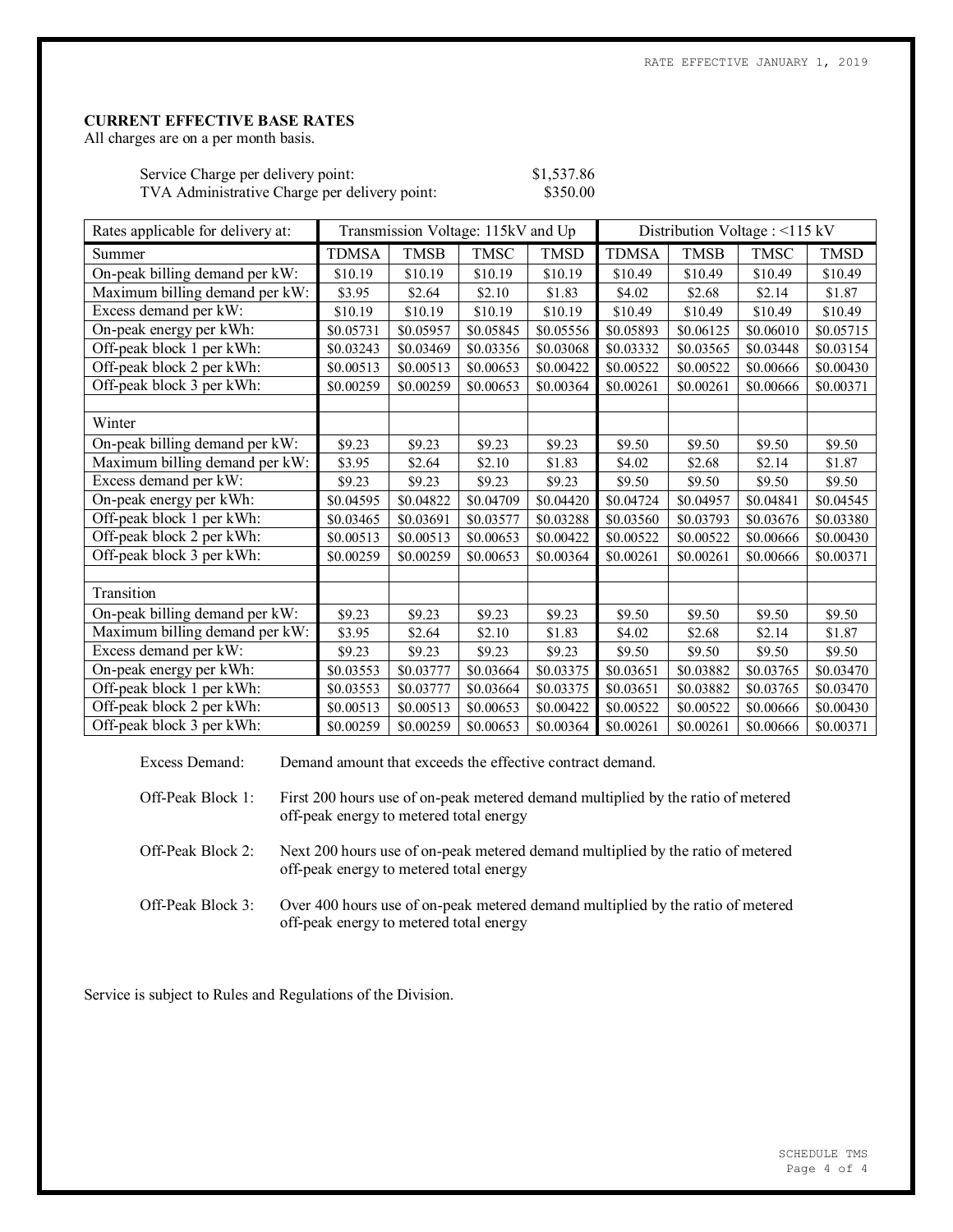**CURRENT EFFECTIVE BASE RATES**
All charges are on a per month basis.

| | |
|---|---|
| Service Charge per delivery point: | $1,537.86 |
| TVA Administrative Charge per delivery point: | $350.00 |

| Rates applicable for delivery at: | Transmission Voltage: 115kV and Up | | | | Distribution Voltage : <115 kV | | | |
|---|---|---|---|---|---|---|---|---|
| Summer | TDMSA | TMSB | TMSC | TMSD | TDMSA | TMSB | TMSC | TMSD |
| On-peak billing demand per kW: | $10.19 | $10.19 | $10.19 | $10.19 | $10.49 | $10.49 | $10.49 | $10.49 |
| Maximum billing demand per kW: | $3.95 | $2.64 | $2.10 | $1.83 | $4.02 | $2.68 | $2.14 | $1.87 |
| Excess demand per kW: | $10.19 | $10.19 | $10.19 | $10.19 | $10.49 | $10.49 | $10.49 | $10.49 |
| On-peak energy per kWh: | $0.05731 | $0.05957 | $0.05845 | $0.05556 | $0.05893 | $0.06125 | $0.06010 | $0.05715 |
| Off-peak block 1 per kWh: | $0.03243 | $0.03469 | $0.03356 | $0.03068 | $0.03332 | $0.03565 | $0.03448 | $0.03154 |
| Off-peak block 2 per kWh: | $0.00513 | $0.00513 | $0.00653 | $0.00422 | $0.00522 | $0.00522 | $0.00666 | $0.00430 |
| Off-peak block 3 per kWh: | $0.00259 | $0.00259 | $0.00653 | $0.00364 | $0.00261 | $0.00261 | $0.00666 | $0.00371 |
| | | | | | | | | |
| Winter | | | | | | | | |
| On-peak billing demand per kW: | $9.23 | $9.23 | $9.23 | $9.23 | $9.50 | $9.50 | $9.50 | $9.50 |
| Maximum billing demand per kW: | $3.95 | $2.64 | $2.10 | $1.83 | $4.02 | $2.68 | $2.14 | $1.87 |
| Excess demand per kW: | $9.23 | $9.23 | $9.23 | $9.23 | $9.50 | $9.50 | $9.50 | $9.50 |
| On-peak energy per kWh: | $0.04595 | $0.04822 | $0.04709 | $0.04420 | $0.04724 | $0.04957 | $0.04841 | $0.04545 |
| Off-peak block 1 per kWh: | $0.03465 | $0.03691 | $0.03577 | $0.03288 | $0.03560 | $0.03793 | $0.03676 | $0.03380 |
| Off-peak block 2 per kWh: | $0.00513 | $0.00513 | $0.00653 | $0.00422 | $0.00522 | $0.00522 | $0.00666 | $0.00430 |
| Off-peak block 3 per kWh: | $0.00259 | $0.00259 | $0.00653 | $0.00364 | $0.00261 | $0.00261 | $0.00666 | $0.00371 |
| | | | | | | | | |
| Transition | | | | | | | | |
| On-peak billing demand per kW: | $9.23 | $9.23 | $9.23 | $9.23 | $9.50 | $9.50 | $9.50 | $9.50 |
| Maximum billing demand per kW: | $3.95 | $2.64 | $2.10 | $1.83 | $4.02 | $2.68 | $2.14 | $1.87 |
| Excess demand per kW: | $9.23 | $9.23 | $9.23 | $9.23 | $9.50 | $9.50 | $9.50 | $9.50 |
| On-peak energy per kWh: | $0.03553 | $0.03777 | $0.03664 | $0.03375 | $0.03651 | $0.03882 | $0.03765 | $0.03470 |
| Off-peak block 1 per kWh: | $0.03553 | $0.03777 | $0.03664 | $0.03375 | $0.03651 | $0.03882 | $0.03765 | $0.03470 |
| Off-peak block 2 per kWh: | $0.00513 | $0.00513 | $0.00653 | $0.00422 | $0.00522 | $0.00522 | $0.00666 | $0.00430 |
| Off-peak block 3 per kWh: | $0.00259 | $0.00259 | $0.00653 | $0.00364 | $0.00261 | $0.00261 | $0.00666 | $0.00371 |

| | |
|---|---|
| Excess Demand: | Demand amount that exceeds the effective contract demand. |
| Off-Peak Block 1: | First 200 hours use of on-peak metered demand multiplied by the ratio of metered off-peak energy to metered total energy |
| Off-Peak Block 2: | Next 200 hours use of on-peak metered demand multiplied by the ratio of metered off-peak energy to metered total energy |
| Off-Peak Block 3: | Over 400 hours use of on-peak metered demand multiplied by the ratio of metered off-peak energy to metered total energy |

Service is subject to Rules and Regulations of the Division.